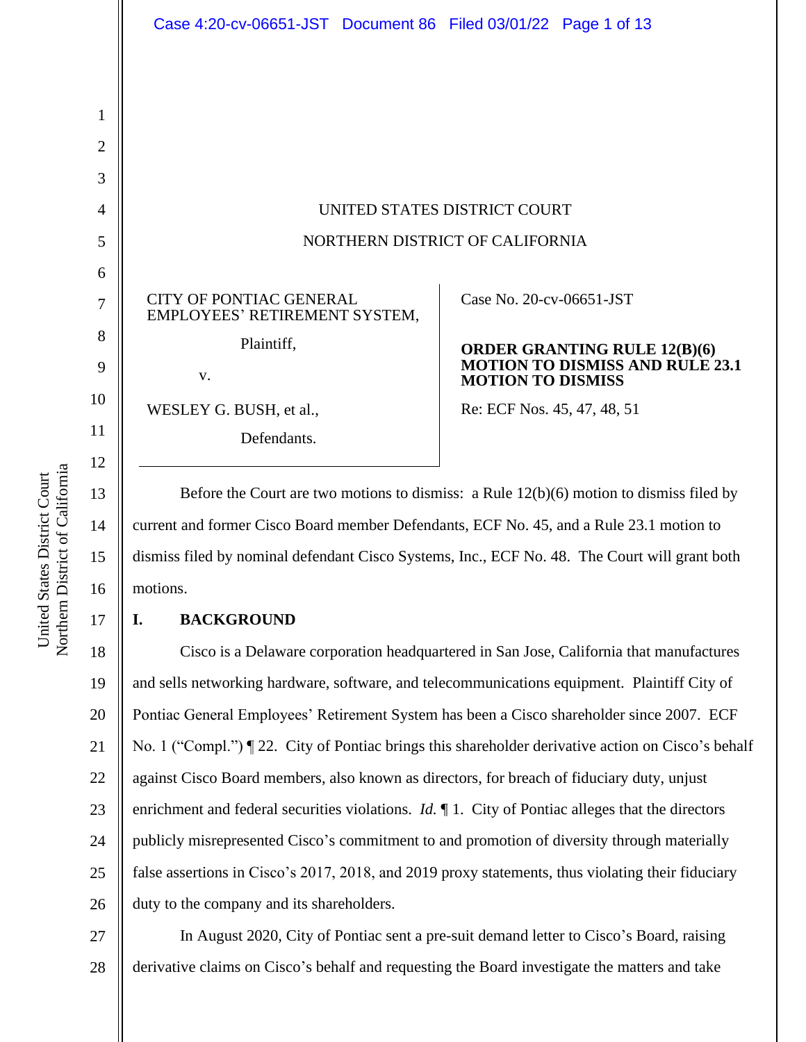UNITED STATES DISTRICT COURT

NORTHERN DISTRICT OF CALIFORNIA

| | |
|---|---|
| CITY OF PONTIAC GENERAL EMPLOYEES' RETIREMENT SYSTEM,<br><br>Plaintiff,<br><br>v.<br><br>WESLEY G. BUSH, et al.,<br><br>Defendants. | Case No. 20-cv-06651-JST<br><br>**ORDER GRANTING RULE 12(B)(6) MOTION TO DISMISS AND RULE 23.1 MOTION TO DISMISS**<br><br>Re: ECF Nos. 45, 47, 48, 51 |

Before the Court are two motions to dismiss: a Rule 12(b)(6) motion to dismiss filed by current and former Cisco Board member Defendants, ECF No. 45, and a Rule 23.1 motion to dismiss filed by nominal defendant Cisco Systems, Inc., ECF No. 48. The Court will grant both motions.

## I. BACKGROUND

Cisco is a Delaware corporation headquartered in San Jose, California that manufactures and sells networking hardware, software, and telecommunications equipment. Plaintiff City of Pontiac General Employees' Retirement System has been a Cisco shareholder since 2007. ECF No. 1 ("Compl.") ¶ 22. City of Pontiac brings this shareholder derivative action on Cisco's behalf against Cisco Board members, also known as directors, for breach of fiduciary duty, unjust enrichment and federal securities violations. *Id.* ¶ 1. City of Pontiac alleges that the directors publicly misrepresented Cisco's commitment to and promotion of diversity through materially false assertions in Cisco's 2017, 2018, and 2019 proxy statements, thus violating their fiduciary duty to the company and its shareholders.

In August 2020, City of Pontiac sent a pre-suit demand letter to Cisco's Board, raising derivative claims on Cisco's behalf and requesting the Board investigate the matters and take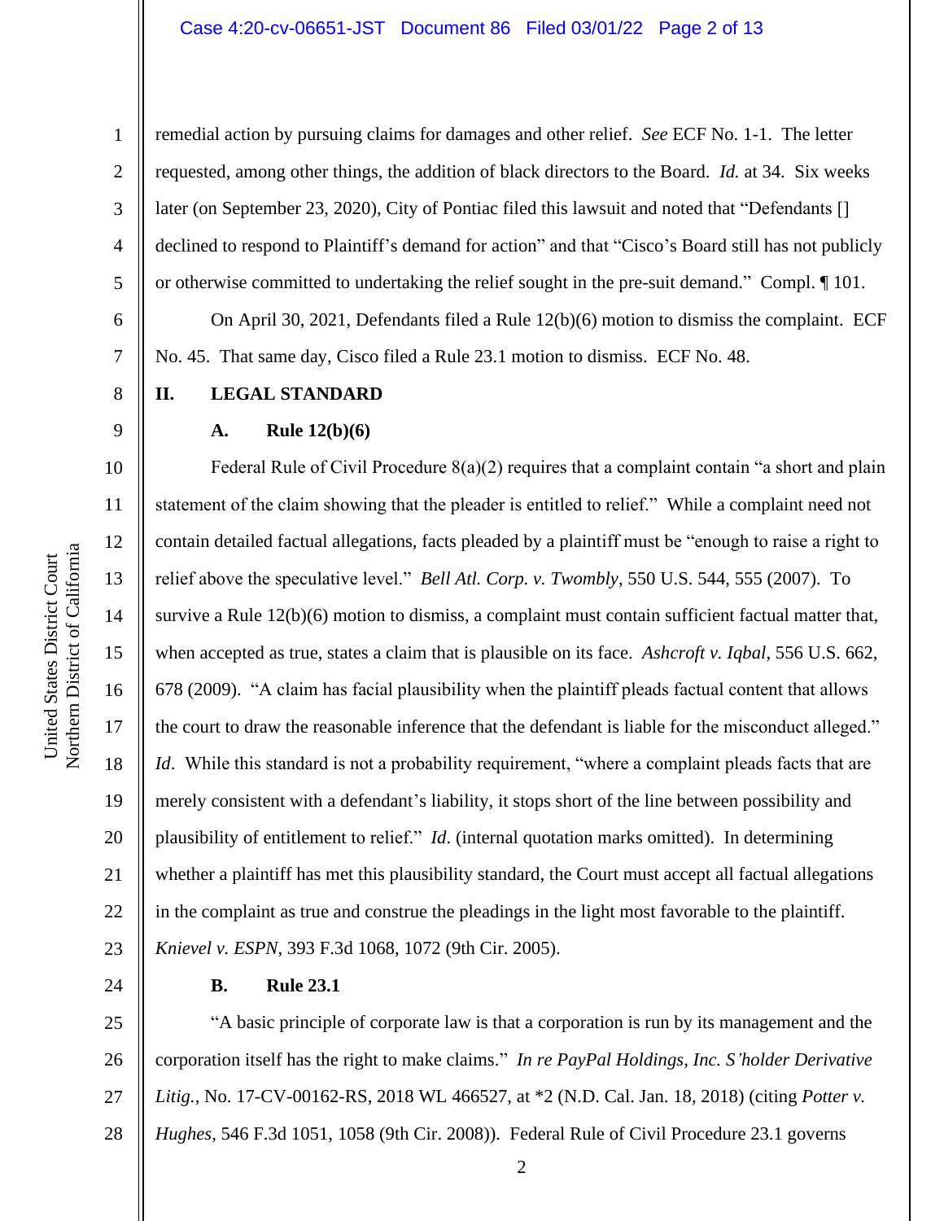remedial action by pursuing claims for damages and other relief. *See* ECF No. 1-1. The letter requested, among other things, the addition of black directors to the Board. *Id.* at 34. Six weeks later (on September 23, 2020), City of Pontiac filed this lawsuit and noted that "Defendants [] declined to respond to Plaintiff's demand for action" and that "Cisco's Board still has not publicly or otherwise committed to undertaking the relief sought in the pre-suit demand." Compl. ¶ 101.

On April 30, 2021, Defendants filed a Rule 12(b)(6) motion to dismiss the complaint. ECF No. 45. That same day, Cisco filed a Rule 23.1 motion to dismiss. ECF No. 48.

## II. LEGAL STANDARD

### A. Rule 12(b)(6)

Federal Rule of Civil Procedure 8(a)(2) requires that a complaint contain "a short and plain statement of the claim showing that the pleader is entitled to relief." While a complaint need not contain detailed factual allegations, facts pleaded by a plaintiff must be "enough to raise a right to relief above the speculative level." *Bell Atl. Corp. v. Twombly*, 550 U.S. 544, 555 (2007). To survive a Rule 12(b)(6) motion to dismiss, a complaint must contain sufficient factual matter that, when accepted as true, states a claim that is plausible on its face. *Ashcroft v. Iqbal*, 556 U.S. 662, 678 (2009). "A claim has facial plausibility when the plaintiff pleads factual content that allows the court to draw the reasonable inference that the defendant is liable for the misconduct alleged." *Id*. While this standard is not a probability requirement, "where a complaint pleads facts that are merely consistent with a defendant's liability, it stops short of the line between possibility and plausibility of entitlement to relief." *Id*. (internal quotation marks omitted). In determining whether a plaintiff has met this plausibility standard, the Court must accept all factual allegations in the complaint as true and construe the pleadings in the light most favorable to the plaintiff. *Knievel v. ESPN*, 393 F.3d 1068, 1072 (9th Cir. 2005).

### B. Rule 23.1

"A basic principle of corporate law is that a corporation is run by its management and the corporation itself has the right to make claims." *In re PayPal Holdings, Inc. S'holder Derivative Litig.*, No. 17-CV-00162-RS, 2018 WL 466527, at *2 (N.D. Cal. Jan. 18, 2018) (citing *Potter v. Hughes*, 546 F.3d 1051, 1058 (9th Cir. 2008)). Federal Rule of Civil Procedure 23.1 governs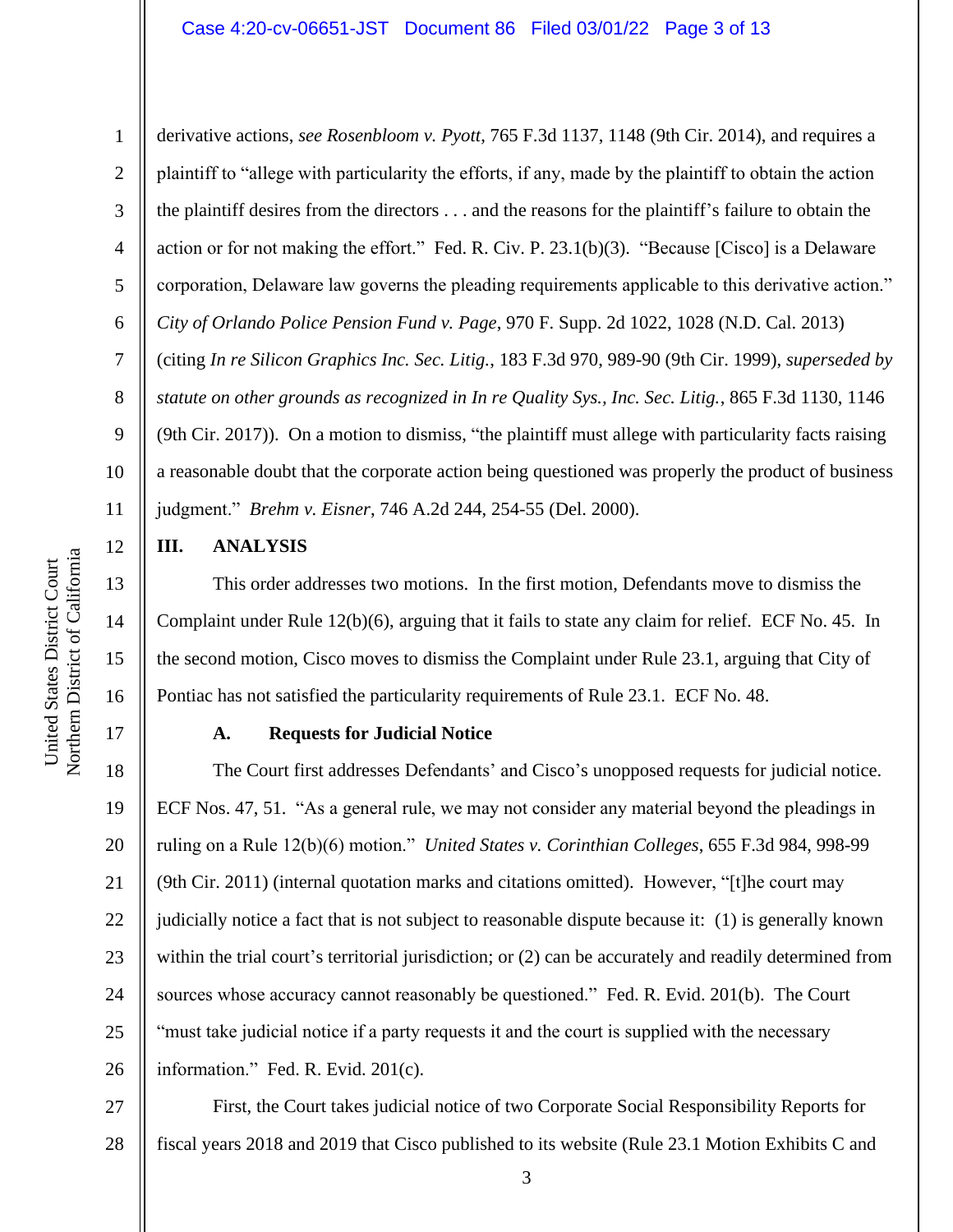derivative actions, *see Rosenbloom v. Pyott*, 765 F.3d 1137, 1148 (9th Cir. 2014), and requires a plaintiff to "allege with particularity the efforts, if any, made by the plaintiff to obtain the action the plaintiff desires from the directors . . . and the reasons for the plaintiff's failure to obtain the action or for not making the effort." Fed. R. Civ. P. 23.1(b)(3). "Because [Cisco] is a Delaware corporation, Delaware law governs the pleading requirements applicable to this derivative action." *City of Orlando Police Pension Fund v. Page*, 970 F. Supp. 2d 1022, 1028 (N.D. Cal. 2013) (citing *In re Silicon Graphics Inc. Sec. Litig.*, 183 F.3d 970, 989-90 (9th Cir. 1999), *superseded by statute on other grounds as recognized in In re Quality Sys., Inc. Sec. Litig.*, 865 F.3d 1130, 1146 (9th Cir. 2017)). On a motion to dismiss, "the plaintiff must allege with particularity facts raising a reasonable doubt that the corporate action being questioned was properly the product of business judgment." *Brehm v. Eisner*, 746 A.2d 244, 254-55 (Del. 2000).

## III. ANALYSIS

This order addresses two motions. In the first motion, Defendants move to dismiss the Complaint under Rule 12(b)(6), arguing that it fails to state any claim for relief. ECF No. 45. In the second motion, Cisco moves to dismiss the Complaint under Rule 23.1, arguing that City of Pontiac has not satisfied the particularity requirements of Rule 23.1. ECF No. 48.

### A. Requests for Judicial Notice

The Court first addresses Defendants' and Cisco's unopposed requests for judicial notice. ECF Nos. 47, 51. "As a general rule, we may not consider any material beyond the pleadings in ruling on a Rule 12(b)(6) motion." *United States v. Corinthian Colleges*, 655 F.3d 984, 998-99 (9th Cir. 2011) (internal quotation marks and citations omitted). However, "[t]he court may judicially notice a fact that is not subject to reasonable dispute because it: (1) is generally known within the trial court's territorial jurisdiction; or (2) can be accurately and readily determined from sources whose accuracy cannot reasonably be questioned." Fed. R. Evid. 201(b). The Court "must take judicial notice if a party requests it and the court is supplied with the necessary information." Fed. R. Evid. 201(c).

First, the Court takes judicial notice of two Corporate Social Responsibility Reports for fiscal years 2018 and 2019 that Cisco published to its website (Rule 23.1 Motion Exhibits C and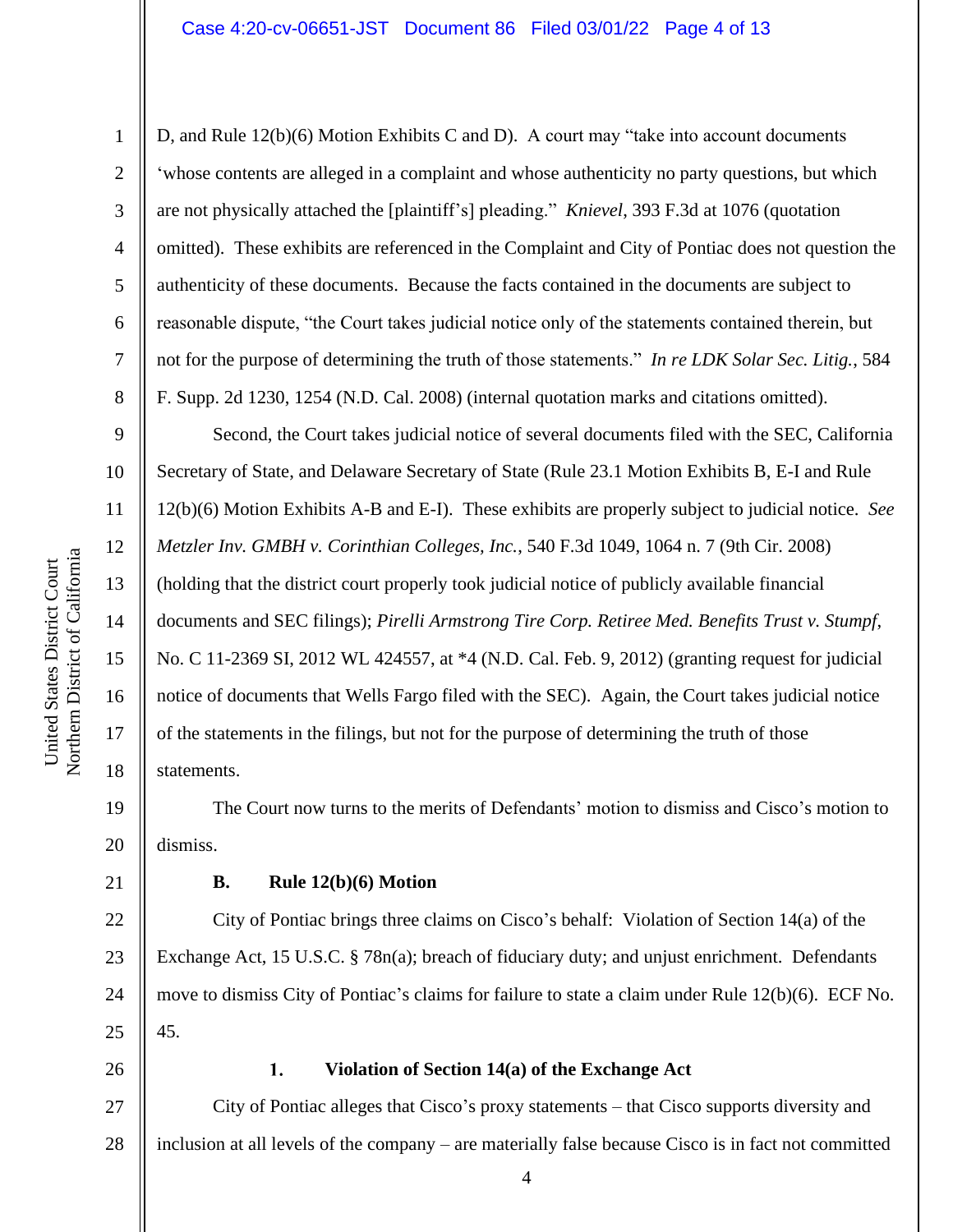D, and Rule 12(b)(6) Motion Exhibits C and D). A court may "take into account documents 'whose contents are alleged in a complaint and whose authenticity no party questions, but which are not physically attached the [plaintiff's] pleading." *Knievel*, 393 F.3d at 1076 (quotation omitted). These exhibits are referenced in the Complaint and City of Pontiac does not question the authenticity of these documents. Because the facts contained in the documents are subject to reasonable dispute, "the Court takes judicial notice only of the statements contained therein, but not for the purpose of determining the truth of those statements." *In re LDK Solar Sec. Litig.*, 584 F. Supp. 2d 1230, 1254 (N.D. Cal. 2008) (internal quotation marks and citations omitted).

Second, the Court takes judicial notice of several documents filed with the SEC, California Secretary of State, and Delaware Secretary of State (Rule 23.1 Motion Exhibits B, E-I and Rule 12(b)(6) Motion Exhibits A-B and E-I). These exhibits are properly subject to judicial notice. *See Metzler Inv. GMBH v. Corinthian Colleges, Inc.*, 540 F.3d 1049, 1064 n. 7 (9th Cir. 2008) (holding that the district court properly took judicial notice of publicly available financial documents and SEC filings); *Pirelli Armstrong Tire Corp. Retiree Med. Benefits Trust v. Stumpf*, No. C 11-2369 SI, 2012 WL 424557, at *4 (N.D. Cal. Feb. 9, 2012) (granting request for judicial notice of documents that Wells Fargo filed with the SEC). Again, the Court takes judicial notice of the statements in the filings, but not for the purpose of determining the truth of those statements.

The Court now turns to the merits of Defendants' motion to dismiss and Cisco's motion to dismiss.

### B. Rule 12(b)(6) Motion

City of Pontiac brings three claims on Cisco's behalf: Violation of Section 14(a) of the Exchange Act, 15 U.S.C. § 78n(a); breach of fiduciary duty; and unjust enrichment. Defendants move to dismiss City of Pontiac's claims for failure to state a claim under Rule 12(b)(6). ECF No. 45.

#### 1. Violation of Section 14(a) of the Exchange Act

City of Pontiac alleges that Cisco's proxy statements – that Cisco supports diversity and inclusion at all levels of the company – are materially false because Cisco is in fact not committed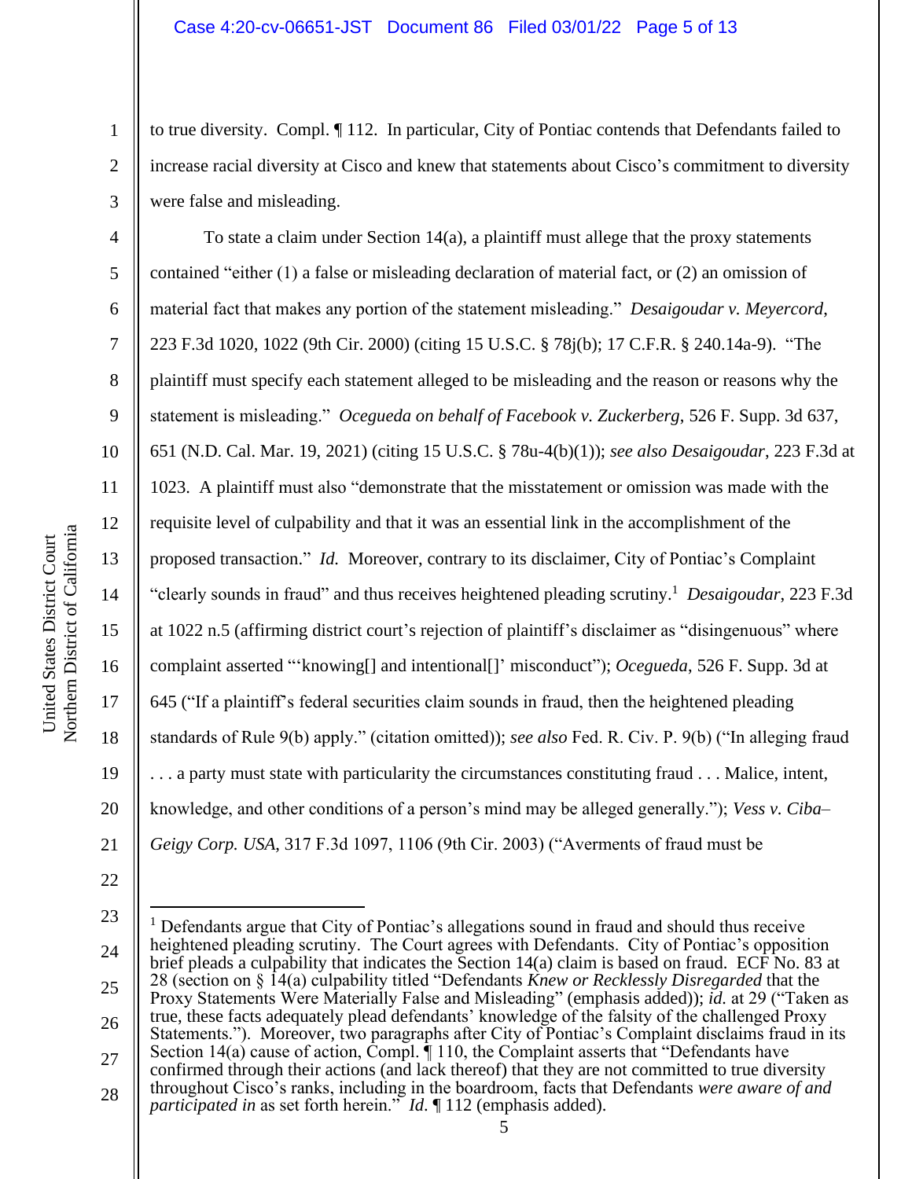to true diversity. Compl. ¶ 112. In particular, City of Pontiac contends that Defendants failed to increase racial diversity at Cisco and knew that statements about Cisco's commitment to diversity were false and misleading.

To state a claim under Section 14(a), a plaintiff must allege that the proxy statements contained "either (1) a false or misleading declaration of material fact, or (2) an omission of material fact that makes any portion of the statement misleading." *Desaigoudar v. Meyercord*, 223 F.3d 1020, 1022 (9th Cir. 2000) (citing 15 U.S.C. § 78j(b); 17 C.F.R. § 240.14a-9). "The plaintiff must specify each statement alleged to be misleading and the reason or reasons why the statement is misleading." *Ocegueda on behalf of Facebook v. Zuckerberg*, 526 F. Supp. 3d 637, 651 (N.D. Cal. Mar. 19, 2021) (citing 15 U.S.C. § 78u-4(b)(1)); *see also Desaigoudar*, 223 F.3d at 1023. A plaintiff must also "demonstrate that the misstatement or omission was made with the requisite level of culpability and that it was an essential link in the accomplishment of the proposed transaction." *Id.* Moreover, contrary to its disclaimer, City of Pontiac's Complaint "clearly sounds in fraud" and thus receives heightened pleading scrutiny.[1] *Desaigoudar*, 223 F.3d at 1022 n.5 (affirming district court's rejection of plaintiff's disclaimer as "disingenuous" where complaint asserted "'knowing[] and intentional[]' misconduct"); *Ocegueda*, 526 F. Supp. 3d at 645 ("If a plaintiff's federal securities claim sounds in fraud, then the heightened pleading standards of Rule 9(b) apply." (citation omitted)); *see also* Fed. R. Civ. P. 9(b) ("In alleging fraud . . . a party must state with particularity the circumstances constituting fraud . . . Malice, intent, knowledge, and other conditions of a person's mind may be alleged generally."); *Vess v. Ciba–Geigy Corp. USA*, 317 F.3d 1097, 1106 (9th Cir. 2003) ("Averments of fraud must be

---

[1] Defendants argue that City of Pontiac's allegations sound in fraud and should thus receive heightened pleading scrutiny. The Court agrees with Defendants. City of Pontiac's opposition brief pleads a culpability that indicates the Section 14(a) claim is based on fraud. ECF No. 83 at 28 (section on § 14(a) culpability titled "Defendants *Knew or Recklessly Disregarded* that the Proxy Statements Were Materially False and Misleading" (emphasis added)); *id.* at 29 ("Taken as true, these facts adequately plead defendants' knowledge of the falsity of the challenged Proxy Statements."). Moreover, two paragraphs after City of Pontiac's Complaint disclaims fraud in its Section 14(a) cause of action, Compl. ¶ 110, the Complaint asserts that "Defendants have confirmed through their actions (and lack thereof) that they are not committed to true diversity throughout Cisco's ranks, including in the boardroom, facts that Defendants *were aware of and participated in* as set forth herein." *Id.* ¶ 112 (emphasis added).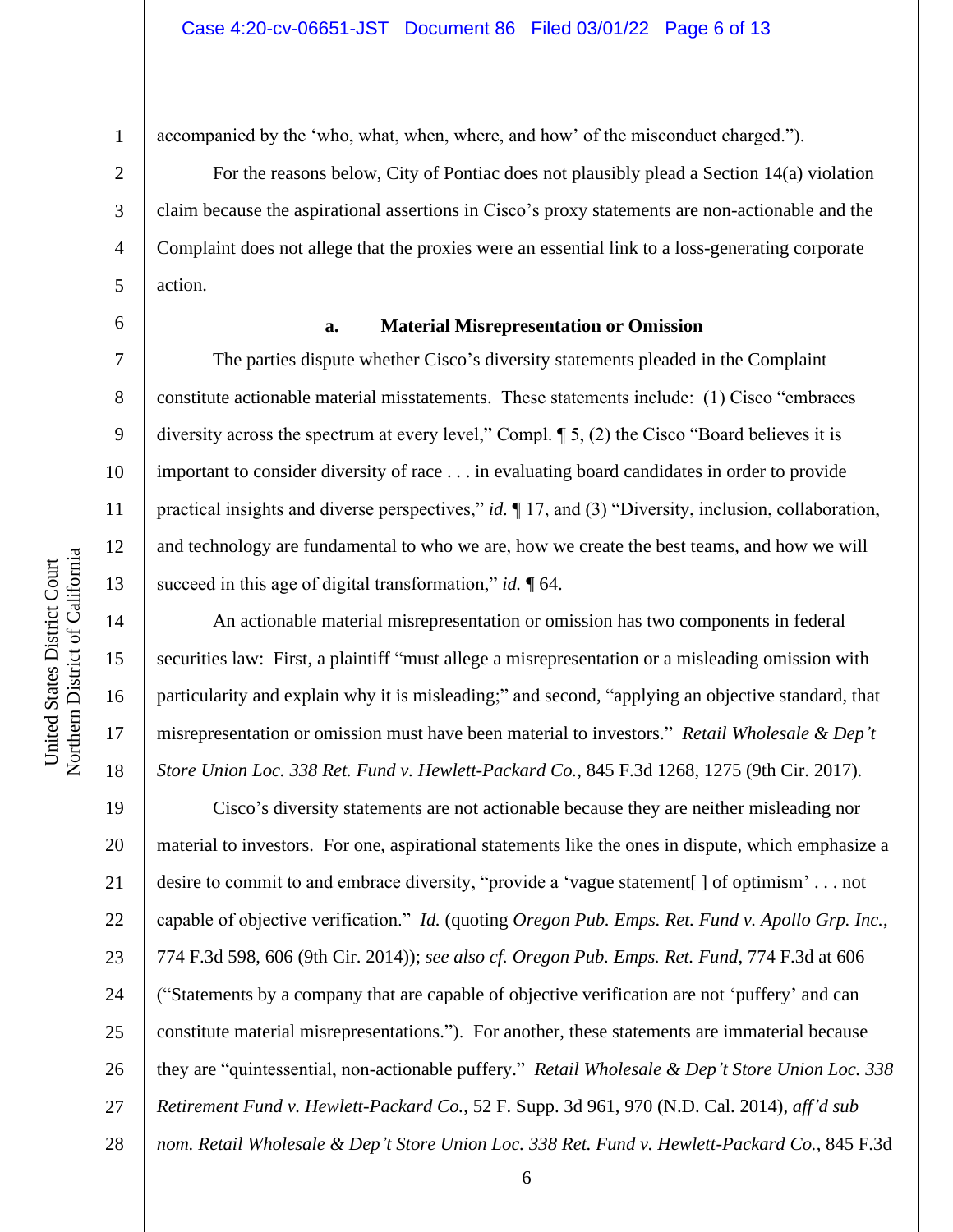accompanied by the 'who, what, when, where, and how' of the misconduct charged.").

For the reasons below, City of Pontiac does not plausibly plead a Section 14(a) violation claim because the aspirational assertions in Cisco's proxy statements are non-actionable and the Complaint does not allege that the proxies were an essential link to a loss-generating corporate action.

**a. Material Misrepresentation or Omission**

The parties dispute whether Cisco's diversity statements pleaded in the Complaint constitute actionable material misstatements. These statements include: (1) Cisco "embraces diversity across the spectrum at every level," Compl. ¶ 5, (2) the Cisco "Board believes it is important to consider diversity of race . . . in evaluating board candidates in order to provide practical insights and diverse perspectives," *id.* ¶ 17, and (3) "Diversity, inclusion, collaboration, and technology are fundamental to who we are, how we create the best teams, and how we will succeed in this age of digital transformation," *id.* ¶ 64.

An actionable material misrepresentation or omission has two components in federal securities law: First, a plaintiff "must allege a misrepresentation or a misleading omission with particularity and explain why it is misleading;" and second, "applying an objective standard, that misrepresentation or omission must have been material to investors." *Retail Wholesale & Dep't Store Union Loc. 338 Ret. Fund v. Hewlett-Packard Co.*, 845 F.3d 1268, 1275 (9th Cir. 2017).

Cisco's diversity statements are not actionable because they are neither misleading nor material to investors. For one, aspirational statements like the ones in dispute, which emphasize a desire to commit to and embrace diversity, "provide a 'vague statement[ ] of optimism' . . . not capable of objective verification." *Id.* (quoting *Oregon Pub. Emps. Ret. Fund v. Apollo Grp. Inc.*, 774 F.3d 598, 606 (9th Cir. 2014)); *see also cf. Oregon Pub. Emps. Ret. Fund*, 774 F.3d at 606 ("Statements by a company that are capable of objective verification are not 'puffery' and can constitute material misrepresentations."). For another, these statements are immaterial because they are "quintessential, non-actionable puffery." *Retail Wholesale & Dep't Store Union Loc. 338 Retirement Fund v. Hewlett-Packard Co.*, 52 F. Supp. 3d 961, 970 (N.D. Cal. 2014), *aff'd sub nom. Retail Wholesale & Dep't Store Union Loc. 338 Ret. Fund v. Hewlett-Packard Co.*, 845 F.3d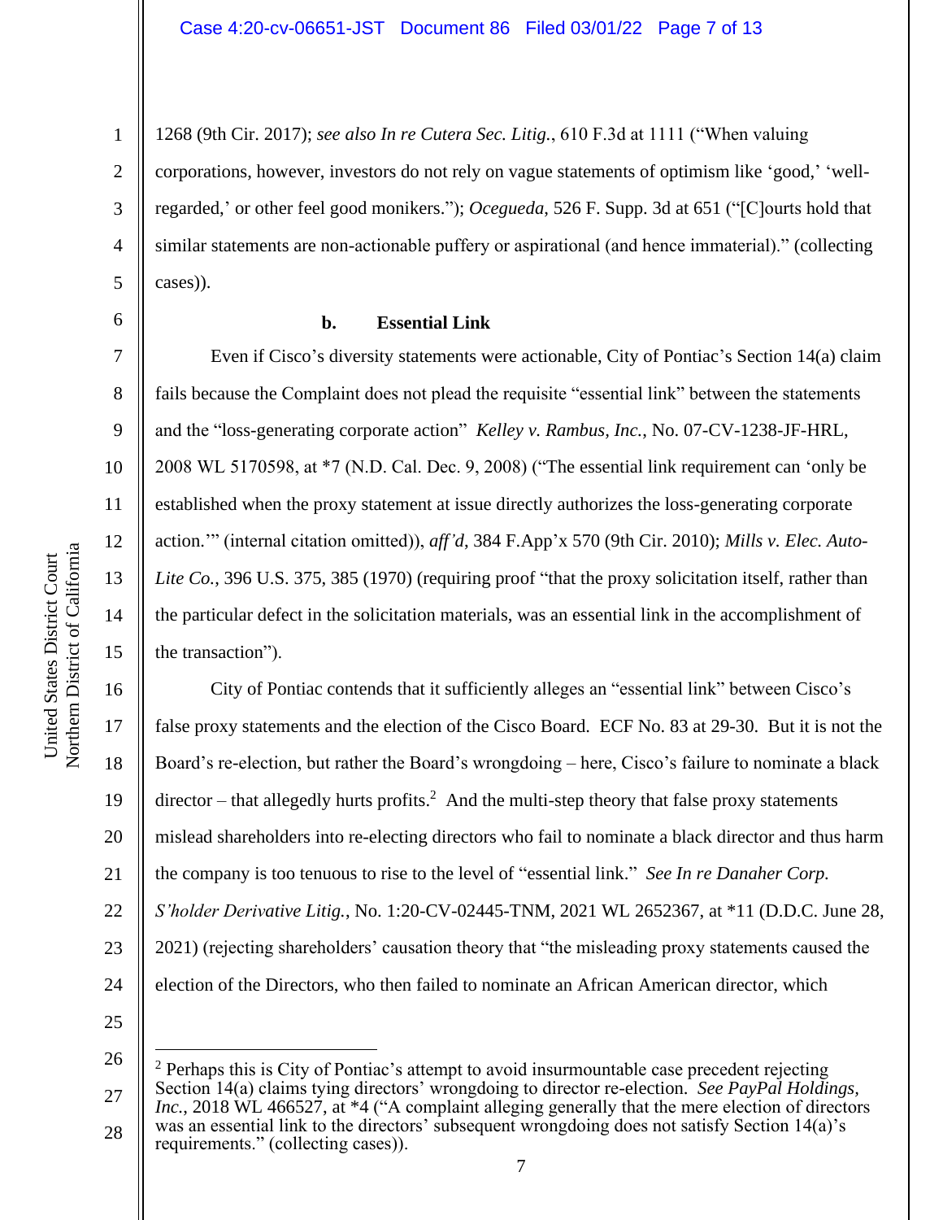1268 (9th Cir. 2017); *see also In re Cutera Sec. Litig.*, 610 F.3d at 1111 ("When valuing corporations, however, investors do not rely on vague statements of optimism like 'good,' 'well-regarded,' or other feel good monikers."); *Ocegueda*, 526 F. Supp. 3d at 651 ("[C]ourts hold that similar statements are non-actionable puffery or aspirational (and hence immaterial)." (collecting cases)).

**b. Essential Link**

Even if Cisco's diversity statements were actionable, City of Pontiac's Section 14(a) claim fails because the Complaint does not plead the requisite "essential link" between the statements and the "loss-generating corporate action" *Kelley v. Rambus, Inc.*, No. 07-CV-1238-JF-HRL, 2008 WL 5170598, at *7 (N.D. Cal. Dec. 9, 2008) ("The essential link requirement can 'only be established when the proxy statement at issue directly authorizes the loss-generating corporate action.'" (internal citation omitted)), *aff'd*, 384 F.App'x 570 (9th Cir. 2010); *Mills v. Elec. Auto-Lite Co.*, 396 U.S. 375, 385 (1970) (requiring proof "that the proxy solicitation itself, rather than the particular defect in the solicitation materials, was an essential link in the accomplishment of the transaction").

City of Pontiac contends that it sufficiently alleges an "essential link" between Cisco's false proxy statements and the election of the Cisco Board. ECF No. 83 at 29-30. But it is not the Board's re-election, but rather the Board's wrongdoing – here, Cisco's failure to nominate a black director – that allegedly hurts profits.[2] And the multi-step theory that false proxy statements mislead shareholders into re-electing directors who fail to nominate a black director and thus harm the company is too tenuous to rise to the level of "essential link." *See In re Danaher Corp. S'holder Derivative Litig.*, No. 1:20-CV-02445-TNM, 2021 WL 2652367, at *11 (D.D.C. June 28, 2021) (rejecting shareholders' causation theory that "the misleading proxy statements caused the election of the Directors, who then failed to nominate an African American director, which

---

[2] Perhaps this is City of Pontiac's attempt to avoid insurmountable case precedent rejecting Section 14(a) claims tying directors' wrongdoing to director re-election. *See PayPal Holdings, Inc.*, 2018 WL 466527, at *4 ("A complaint alleging generally that the mere election of directors was an essential link to the directors' subsequent wrongdoing does not satisfy Section 14(a)'s requirements." (collecting cases)).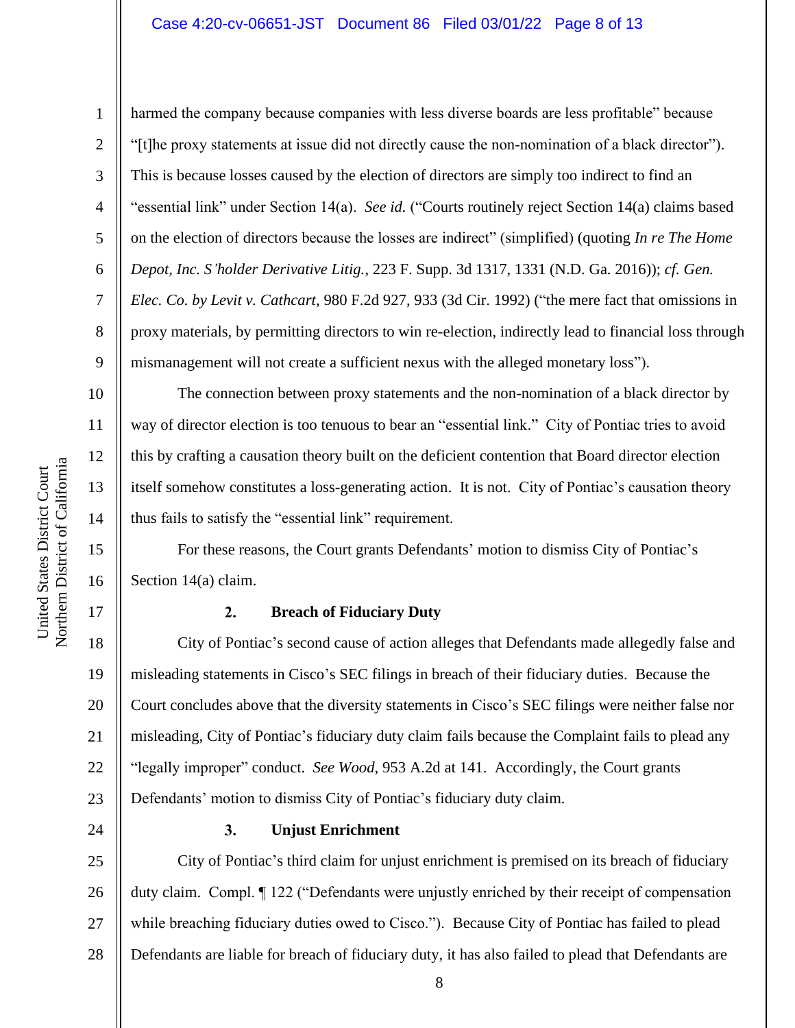harmed the company because companies with less diverse boards are less profitable" because "[t]he proxy statements at issue did not directly cause the non-nomination of a black director"). This is because losses caused by the election of directors are simply too indirect to find an "essential link" under Section 14(a). *See id.* ("Courts routinely reject Section 14(a) claims based on the election of directors because the losses are indirect" (simplified) (quoting *In re The Home Depot, Inc. S'holder Derivative Litig.*, 223 F. Supp. 3d 1317, 1331 (N.D. Ga. 2016)); *cf. Gen. Elec. Co. by Levit v. Cathcart*, 980 F.2d 927, 933 (3d Cir. 1992) ("the mere fact that omissions in proxy materials, by permitting directors to win re-election, indirectly lead to financial loss through mismanagement will not create a sufficient nexus with the alleged monetary loss").

The connection between proxy statements and the non-nomination of a black director by way of director election is too tenuous to bear an "essential link." City of Pontiac tries to avoid this by crafting a causation theory built on the deficient contention that Board director election itself somehow constitutes a loss-generating action. It is not. City of Pontiac's causation theory thus fails to satisfy the "essential link" requirement.

For these reasons, the Court grants Defendants' motion to dismiss City of Pontiac's Section 14(a) claim.

### 2. Breach of Fiduciary Duty

City of Pontiac's second cause of action alleges that Defendants made allegedly false and misleading statements in Cisco's SEC filings in breach of their fiduciary duties. Because the Court concludes above that the diversity statements in Cisco's SEC filings were neither false nor misleading, City of Pontiac's fiduciary duty claim fails because the Complaint fails to plead any "legally improper" conduct. *See Wood*, 953 A.2d at 141. Accordingly, the Court grants Defendants' motion to dismiss City of Pontiac's fiduciary duty claim.

### 3. Unjust Enrichment

City of Pontiac's third claim for unjust enrichment is premised on its breach of fiduciary duty claim. Compl. ¶ 122 ("Defendants were unjustly enriched by their receipt of compensation while breaching fiduciary duties owed to Cisco."). Because City of Pontiac has failed to plead Defendants are liable for breach of fiduciary duty, it has also failed to plead that Defendants are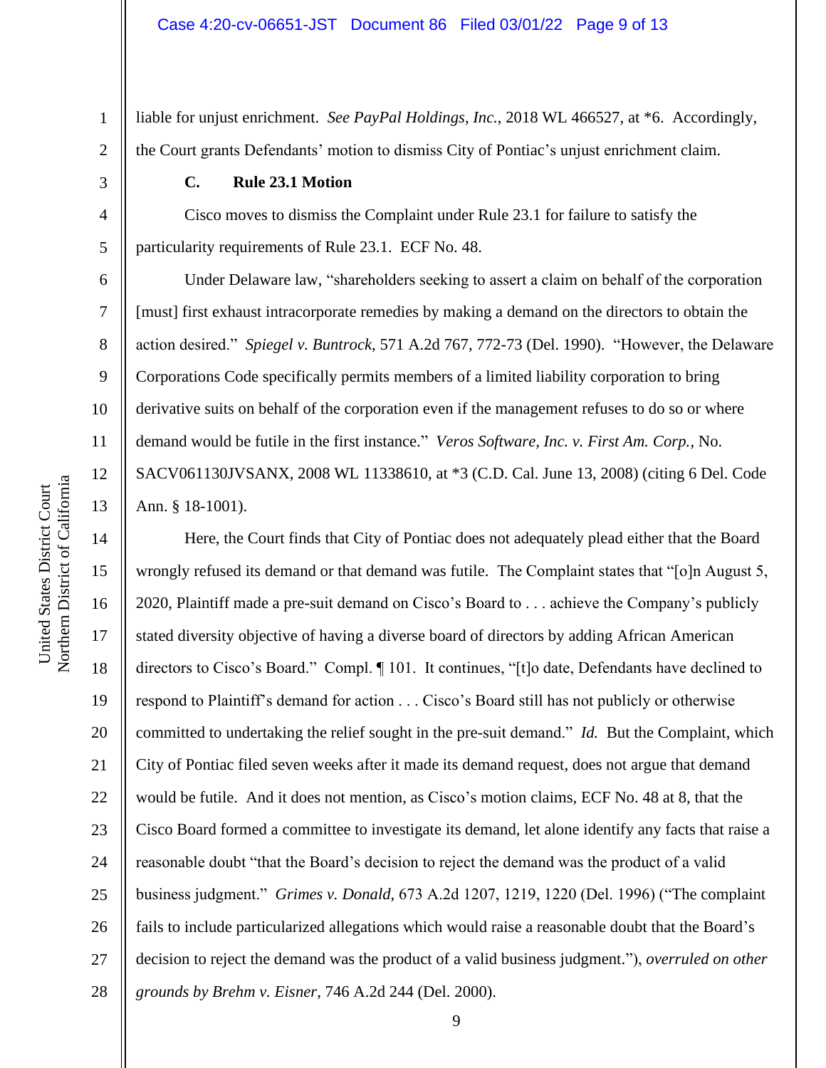liable for unjust enrichment. *See PayPal Holdings, Inc.*, 2018 WL 466527, at *6. Accordingly, the Court grants Defendants' motion to dismiss City of Pontiac's unjust enrichment claim.

### C. Rule 23.1 Motion

Cisco moves to dismiss the Complaint under Rule 23.1 for failure to satisfy the particularity requirements of Rule 23.1. ECF No. 48.

Under Delaware law, "shareholders seeking to assert a claim on behalf of the corporation [must] first exhaust intracorporate remedies by making a demand on the directors to obtain the action desired." *Spiegel v. Buntrock*, 571 A.2d 767, 772-73 (Del. 1990). "However, the Delaware Corporations Code specifically permits members of a limited liability corporation to bring derivative suits on behalf of the corporation even if the management refuses to do so or where demand would be futile in the first instance." *Veros Software, Inc. v. First Am. Corp.*, No. SACV061130JVSANX, 2008 WL 11338610, at *3 (C.D. Cal. June 13, 2008) (citing 6 Del. Code Ann. § 18-1001).

Here, the Court finds that City of Pontiac does not adequately plead either that the Board wrongly refused its demand or that demand was futile. The Complaint states that "[o]n August 5, 2020, Plaintiff made a pre-suit demand on Cisco's Board to . . . achieve the Company's publicly stated diversity objective of having a diverse board of directors by adding African American directors to Cisco's Board." Compl. ¶ 101. It continues, "[t]o date, Defendants have declined to respond to Plaintiff's demand for action . . . Cisco's Board still has not publicly or otherwise committed to undertaking the relief sought in the pre-suit demand." *Id.* But the Complaint, which City of Pontiac filed seven weeks after it made its demand request, does not argue that demand would be futile. And it does not mention, as Cisco's motion claims, ECF No. 48 at 8, that the Cisco Board formed a committee to investigate its demand, let alone identify any facts that raise a reasonable doubt "that the Board's decision to reject the demand was the product of a valid business judgment." *Grimes v. Donald*, 673 A.2d 1207, 1219, 1220 (Del. 1996) ("The complaint fails to include particularized allegations which would raise a reasonable doubt that the Board's decision to reject the demand was the product of a valid business judgment."), *overruled on other grounds by Brehm v. Eisner*, 746 A.2d 244 (Del. 2000).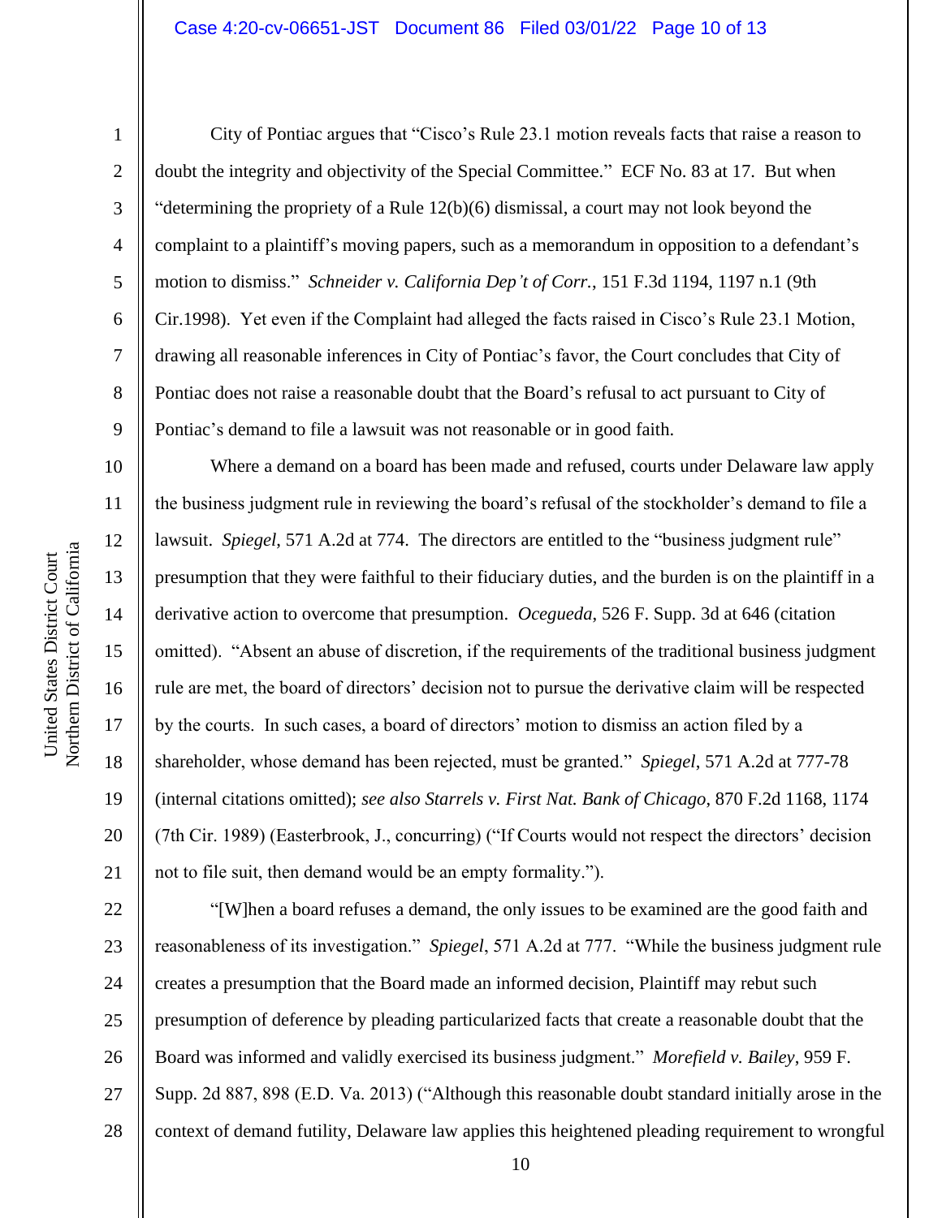City of Pontiac argues that "Cisco's Rule 23.1 motion reveals facts that raise a reason to doubt the integrity and objectivity of the Special Committee." ECF No. 83 at 17. But when "determining the propriety of a Rule 12(b)(6) dismissal, a court may not look beyond the complaint to a plaintiff's moving papers, such as a memorandum in opposition to a defendant's motion to dismiss." *Schneider v. California Dep't of Corr.*, 151 F.3d 1194, 1197 n.1 (9th Cir.1998). Yet even if the Complaint had alleged the facts raised in Cisco's Rule 23.1 Motion, drawing all reasonable inferences in City of Pontiac's favor, the Court concludes that City of Pontiac does not raise a reasonable doubt that the Board's refusal to act pursuant to City of Pontiac's demand to file a lawsuit was not reasonable or in good faith.

Where a demand on a board has been made and refused, courts under Delaware law apply the business judgment rule in reviewing the board's refusal of the stockholder's demand to file a lawsuit. *Spiegel*, 571 A.2d at 774. The directors are entitled to the "business judgment rule" presumption that they were faithful to their fiduciary duties, and the burden is on the plaintiff in a derivative action to overcome that presumption. *Ocegueda*, 526 F. Supp. 3d at 646 (citation omitted). "Absent an abuse of discretion, if the requirements of the traditional business judgment rule are met, the board of directors' decision not to pursue the derivative claim will be respected by the courts. In such cases, a board of directors' motion to dismiss an action filed by a shareholder, whose demand has been rejected, must be granted." *Spiegel*, 571 A.2d at 777-78 (internal citations omitted); *see also Starrels v. First Nat. Bank of Chicago*, 870 F.2d 1168, 1174 (7th Cir. 1989) (Easterbrook, J., concurring) ("If Courts would not respect the directors' decision not to file suit, then demand would be an empty formality.").

"[W]hen a board refuses a demand, the only issues to be examined are the good faith and reasonableness of its investigation." *Spiegel*, 571 A.2d at 777. "While the business judgment rule creates a presumption that the Board made an informed decision, Plaintiff may rebut such presumption of deference by pleading particularized facts that create a reasonable doubt that the Board was informed and validly exercised its business judgment." *Morefield v. Bailey*, 959 F. Supp. 2d 887, 898 (E.D. Va. 2013) ("Although this reasonable doubt standard initially arose in the context of demand futility, Delaware law applies this heightened pleading requirement to wrongful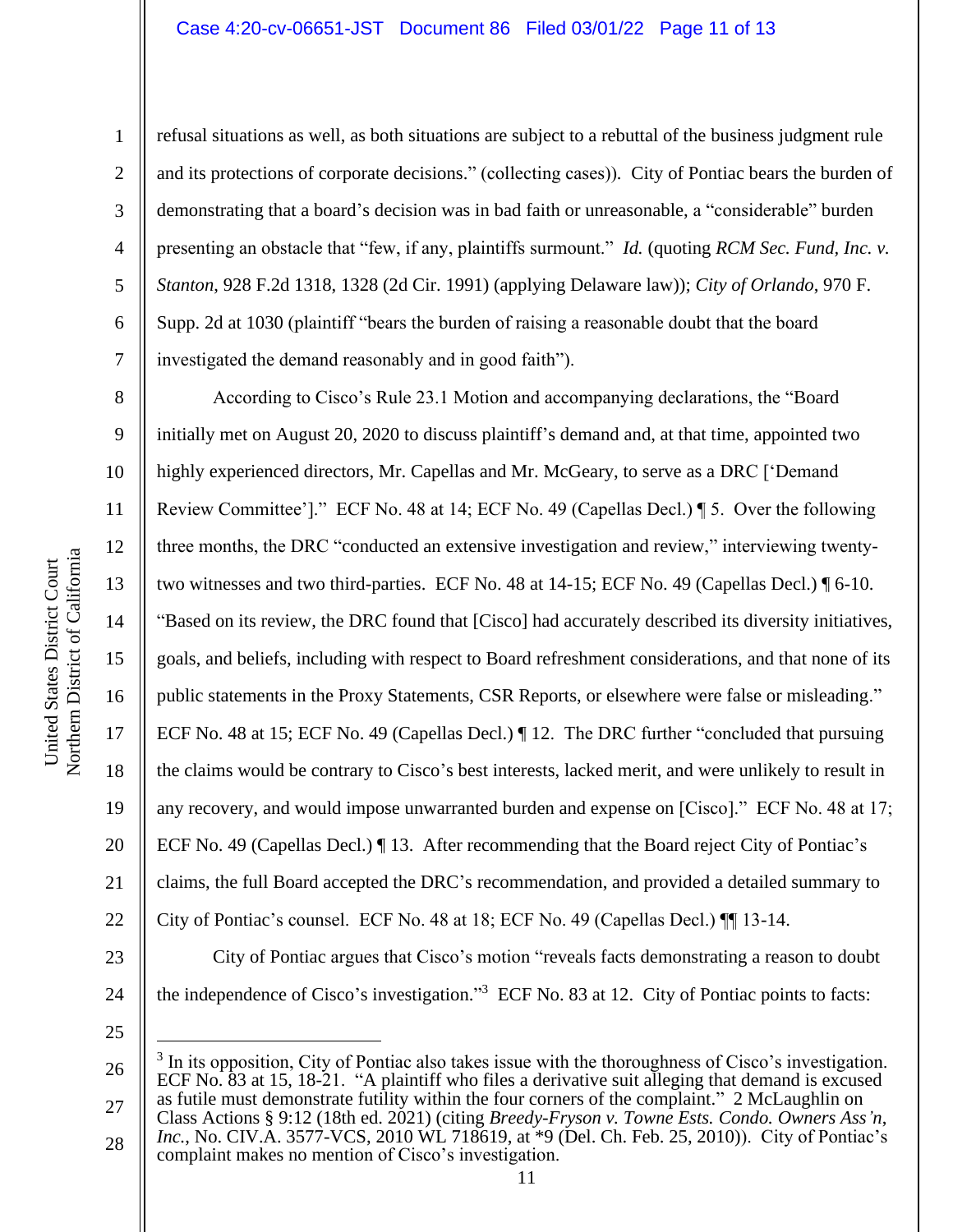refusal situations as well, as both situations are subject to a rebuttal of the business judgment rule and its protections of corporate decisions." (collecting cases)). City of Pontiac bears the burden of demonstrating that a board's decision was in bad faith or unreasonable, a "considerable" burden presenting an obstacle that "few, if any, plaintiffs surmount." *Id.* (quoting *RCM Sec. Fund, Inc. v. Stanton*, 928 F.2d 1318, 1328 (2d Cir. 1991) (applying Delaware law)); *City of Orlando*, 970 F. Supp. 2d at 1030 (plaintiff "bears the burden of raising a reasonable doubt that the board investigated the demand reasonably and in good faith").

According to Cisco's Rule 23.1 Motion and accompanying declarations, the "Board initially met on August 20, 2020 to discuss plaintiff's demand and, at that time, appointed two highly experienced directors, Mr. Capellas and Mr. McGeary, to serve as a DRC ['Demand Review Committee']." ECF No. 48 at 14; ECF No. 49 (Capellas Decl.) ¶ 5. Over the following three months, the DRC "conducted an extensive investigation and review," interviewing twenty-two witnesses and two third-parties. ECF No. 48 at 14-15; ECF No. 49 (Capellas Decl.) ¶ 6-10. "Based on its review, the DRC found that [Cisco] had accurately described its diversity initiatives, goals, and beliefs, including with respect to Board refreshment considerations, and that none of its public statements in the Proxy Statements, CSR Reports, or elsewhere were false or misleading." ECF No. 48 at 15; ECF No. 49 (Capellas Decl.) ¶ 12. The DRC further "concluded that pursuing the claims would be contrary to Cisco's best interests, lacked merit, and were unlikely to result in any recovery, and would impose unwarranted burden and expense on [Cisco]." ECF No. 48 at 17; ECF No. 49 (Capellas Decl.) ¶ 13. After recommending that the Board reject City of Pontiac's claims, the full Board accepted the DRC's recommendation, and provided a detailed summary to City of Pontiac's counsel. ECF No. 48 at 18; ECF No. 49 (Capellas Decl.) ¶¶ 13-14.

City of Pontiac argues that Cisco's motion "reveals facts demonstrating a reason to doubt the independence of Cisco's investigation."[3] ECF No. 83 at 12. City of Pontiac points to facts:

---

[3] In its opposition, City of Pontiac also takes issue with the thoroughness of Cisco's investigation. ECF No. 83 at 15, 18-21. "A plaintiff who files a derivative suit alleging that demand is excused as futile must demonstrate futility within the four corners of the complaint." 2 McLaughlin on Class Actions § 9:12 (18th ed. 2021) (citing *Breedy-Fryson v. Towne Ests. Condo. Owners Ass'n, Inc.*, No. CIV.A. 3577-VCS, 2010 WL 718619, at *9 (Del. Ch. Feb. 25, 2010)). City of Pontiac's complaint makes no mention of Cisco's investigation.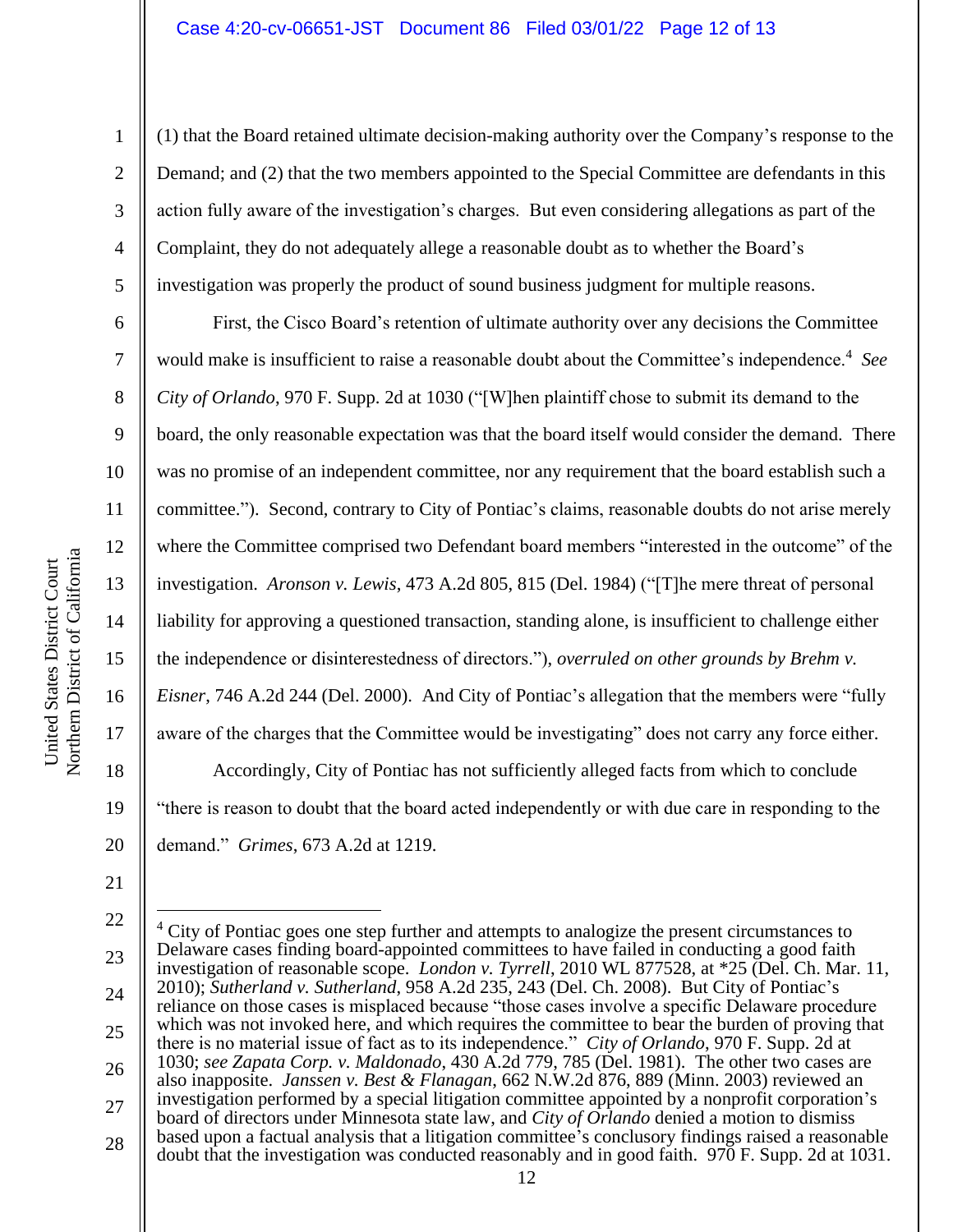(1) that the Board retained ultimate decision-making authority over the Company's response to the Demand; and (2) that the two members appointed to the Special Committee are defendants in this action fully aware of the investigation's charges. But even considering allegations as part of the Complaint, they do not adequately allege a reasonable doubt as to whether the Board's investigation was properly the product of sound business judgment for multiple reasons.

First, the Cisco Board's retention of ultimate authority over any decisions the Committee would make is insufficient to raise a reasonable doubt about the Committee's independence.[4] *See City of Orlando*, 970 F. Supp. 2d at 1030 ("[W]hen plaintiff chose to submit its demand to the board, the only reasonable expectation was that the board itself would consider the demand. There was no promise of an independent committee, nor any requirement that the board establish such a committee."). Second, contrary to City of Pontiac's claims, reasonable doubts do not arise merely where the Committee comprised two Defendant board members "interested in the outcome" of the investigation. *Aronson v. Lewis*, 473 A.2d 805, 815 (Del. 1984) ("[T]he mere threat of personal liability for approving a questioned transaction, standing alone, is insufficient to challenge either the independence or disinterestedness of directors."), *overruled on other grounds by Brehm v. Eisner*, 746 A.2d 244 (Del. 2000). And City of Pontiac's allegation that the members were "fully aware of the charges that the Committee would be investigating" does not carry any force either.

Accordingly, City of Pontiac has not sufficiently alleged facts from which to conclude "there is reason to doubt that the board acted independently or with due care in responding to the demand." *Grimes*, 673 A.2d at 1219.

---

[4] City of Pontiac goes one step further and attempts to analogize the present circumstances to Delaware cases finding board-appointed committees to have failed in conducting a good faith investigation of reasonable scope. *London v. Tyrrell*, 2010 WL 877528, at *25 (Del. Ch. Mar. 11, 2010); *Sutherland v. Sutherland*, 958 A.2d 235, 243 (Del. Ch. 2008). But City of Pontiac's reliance on those cases is misplaced because "those cases involve a specific Delaware procedure which was not invoked here, and which requires the committee to bear the burden of proving that there is no material issue of fact as to its independence." *City of Orlando*, 970 F. Supp. 2d at 1030; *see Zapata Corp. v. Maldonado*, 430 A.2d 779, 785 (Del. 1981). The other two cases are also inapposite. *Janssen v. Best & Flanagan*, 662 N.W.2d 876, 889 (Minn. 2003) reviewed an investigation performed by a special litigation committee appointed by a nonprofit corporation's board of directors under Minnesota state law, and *City of Orlando* denied a motion to dismiss based upon a factual analysis that a litigation committee's conclusory findings raised a reasonable doubt that the investigation was conducted reasonably and in good faith. 970 F. Supp. 2d at 1031.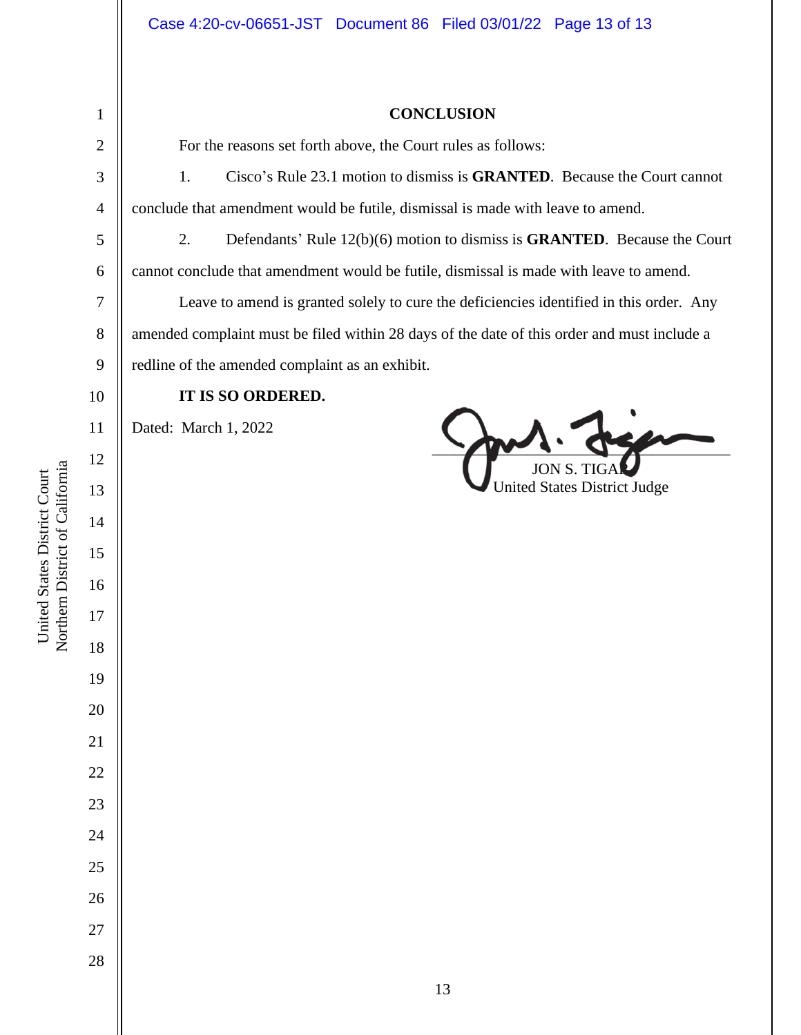**CONCLUSION**

For the reasons set forth above, the Court rules as follows:

1. Cisco's Rule 23.1 motion to dismiss is **GRANTED**. Because the Court cannot conclude that amendment would be futile, dismissal is made with leave to amend.

2. Defendants' Rule 12(b)(6) motion to dismiss is **GRANTED**. Because the Court cannot conclude that amendment would be futile, dismissal is made with leave to amend.

Leave to amend is granted solely to cure the deficiencies identified in this order. Any amended complaint must be filed within 28 days of the date of this order and must include a redline of the amended complaint as an exhibit.

**IT IS SO ORDERED.**

Dated: March 1, 2022

JON S. TIGAR
United States District Judge